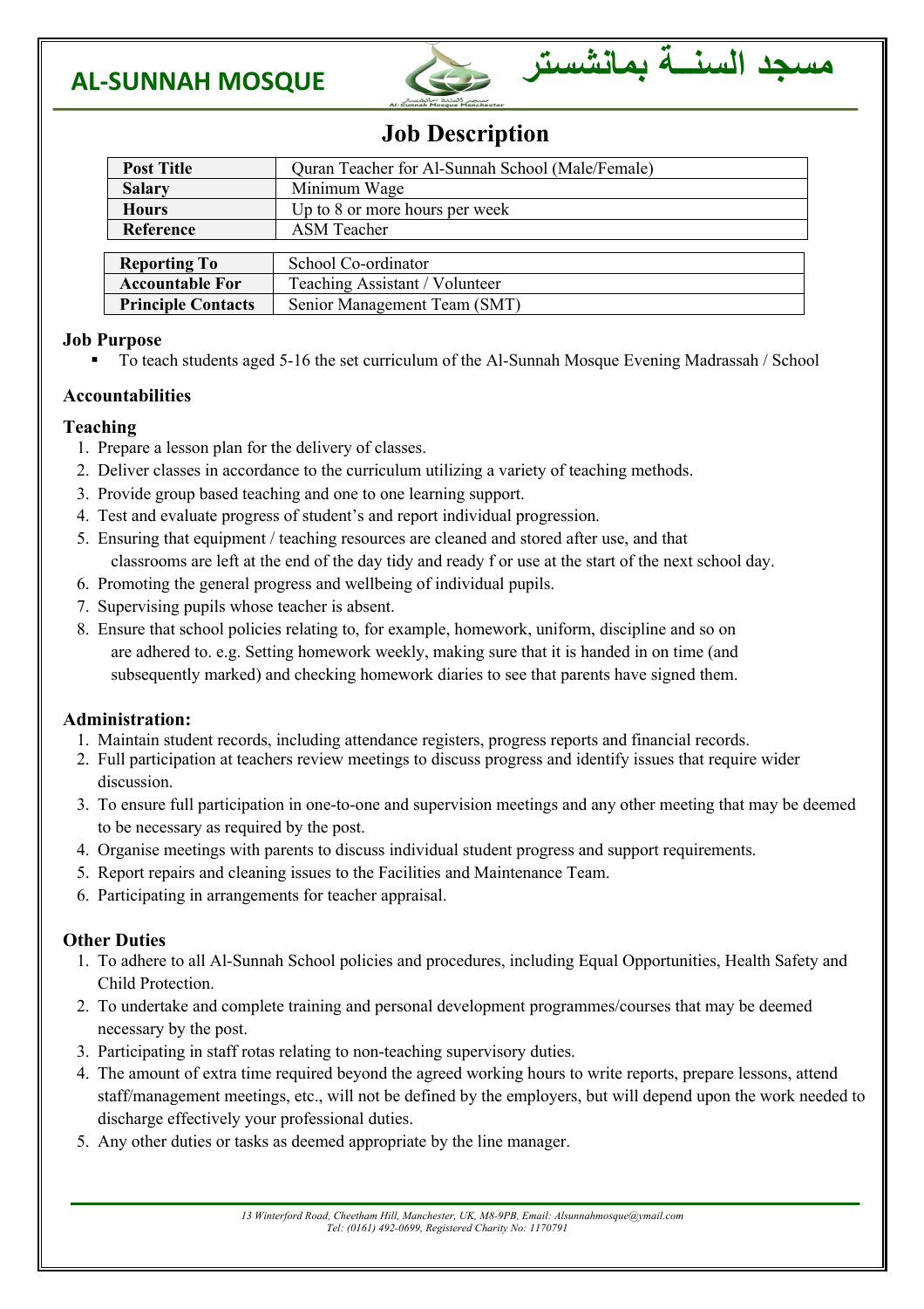**AL-SUNNAH MOSQUE** مسجد السنــة بمانشستر

# Job Description

| Post Title | Quran Teacher for Al-Sunnah School (Male/Female) |
|---|---|
| Salary | Minimum Wage |
| Hours | Up to 8 or more hours per week |
| Reference | ASM Teacher |

| Reporting To | School Co-ordinator |
|---|---|
| Accountable For | Teaching Assistant / Volunteer |
| Principle Contacts | Senior Management Team (SMT) |

### Job Purpose

- To teach students aged 5-16 the set curriculum of the Al-Sunnah Mosque Evening Madrassah / School

### Accountabilities

### Teaching

1. Prepare a lesson plan for the delivery of classes.
2. Deliver classes in accordance to the curriculum utilizing a variety of teaching methods.
3. Provide group based teaching and one to one learning support.
4. Test and evaluate progress of student's and report individual progression.
5. Ensuring that equipment / teaching resources are cleaned and stored after use, and that classrooms are left at the end of the day tidy and ready f or use at the start of the next school day.
6. Promoting the general progress and wellbeing of individual pupils.
7. Supervising pupils whose teacher is absent.
8. Ensure that school policies relating to, for example, homework, uniform, discipline and so on are adhered to. e.g. Setting homework weekly, making sure that it is handed in on time (and subsequently marked) and checking homework diaries to see that parents have signed them.

### Administration:

1. Maintain student records, including attendance registers, progress reports and financial records.
2. Full participation at teachers review meetings to discuss progress and identify issues that require wider discussion.
3. To ensure full participation in one-to-one and supervision meetings and any other meeting that may be deemed to be necessary as required by the post.
4. Organise meetings with parents to discuss individual student progress and support requirements.
5. Report repairs and cleaning issues to the Facilities and Maintenance Team.
6. Participating in arrangements for teacher appraisal.

### Other Duties

1. To adhere to all Al-Sunnah School policies and procedures, including Equal Opportunities, Health Safety and Child Protection.
2. To undertake and complete training and personal development programmes/courses that may be deemed necessary by the post.
3. Participating in staff rotas relating to non-teaching supervisory duties.
4. The amount of extra time required beyond the agreed working hours to write reports, prepare lessons, attend staff/management meetings, etc., will not be defined by the employers, but will depend upon the work needed to discharge effectively your professional duties.
5. Any other duties or tasks as deemed appropriate by the line manager.

*13 Winterford Road, Cheetham Hill, Manchester, UK, M8-9PB, Email: Alsunnahmosque@ymail.com*
*Tel: (0161) 492-0699, Registered Charity No: 1170791*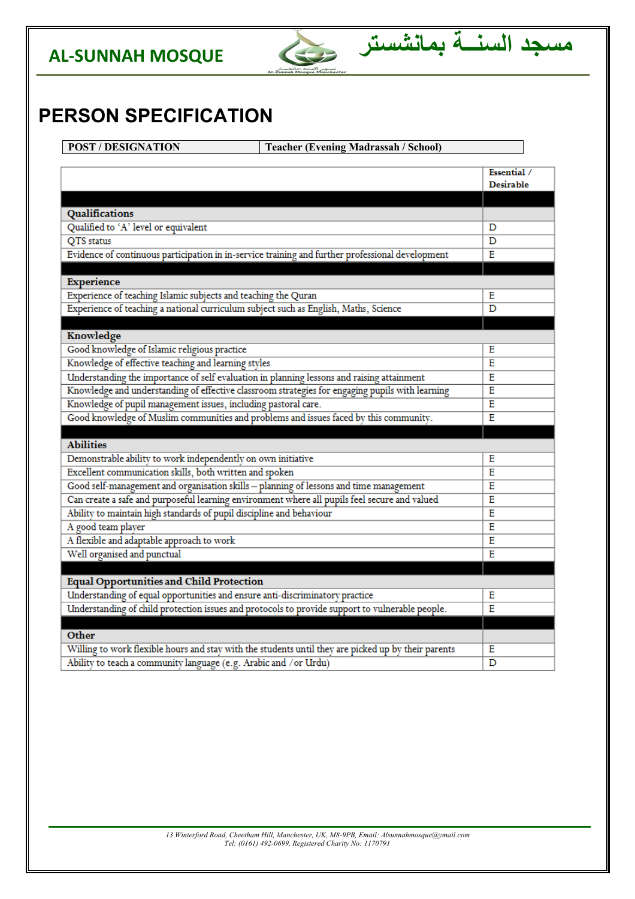AL-SUNNAH MOSQUE مسجد السنــة بمانشستر

# PERSON SPECIFICATION

| POST / DESIGNATION | Teacher (Evening Madrassah / School) |
|---|---|

| | Essential / Desirable |
|---|---|
| **Qualifications** | |
| Qualified to 'A' level or equivalent | D |
| QTS status | D |
| Evidence of continuous participation in in-service training and further professional development | E |
| **Experience** | |
| Experience of teaching Islamic subjects and teaching the Quran | E |
| Experience of teaching a national curriculum subject such as English, Maths, Science | D |
| **Knowledge** | |
| Good knowledge of Islamic religious practice | E |
| Knowledge of effective teaching and learning styles | E |
| Understanding the importance of self evaluation in planning lessons and raising attainment | E |
| Knowledge and understanding of effective classroom strategies for engaging pupils with learning | E |
| Knowledge of pupil management issues, including pastoral care. | E |
| Good knowledge of Muslim communities and problems and issues faced by this community. | E |
| **Abilities** | |
| Demonstrable ability to work independently on own initiative | E |
| Excellent communication skills, both written and spoken | E |
| Good self-management and organisation skills – planning of lessons and time management | E |
| Can create a safe and purposeful learning environment where all pupils feel secure and valued | E |
| Ability to maintain high standards of pupil discipline and behaviour | E |
| A good team player | E |
| A flexible and adaptable approach to work | E |
| Well organised and punctual | E |
| **Equal Opportunities and Child Protection** | |
| Understanding of equal opportunities and ensure anti-discriminatory practice | E |
| Understanding of child protection issues and protocols to provide support to vulnerable people. | E |
| **Other** | |
| Willing to work flexible hours and stay with the students until they are picked up by their parents | E |
| Ability to teach a community language (e.g. Arabic and /or Urdu) | D |

*13 Winterford Road, Cheetham Hill, Manchester, UK, M8-9PB, Email: Alsunnahmosque@ymail.com*
*Tel: (0161) 492-0699, Registered Charity No: 1170791*